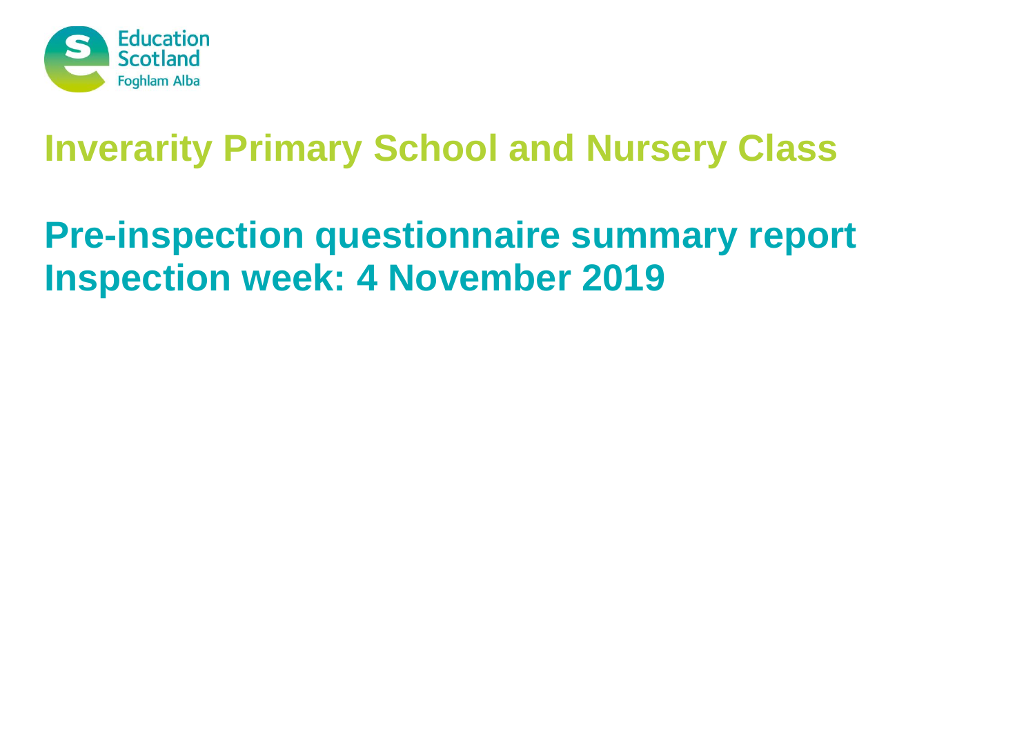Education Scotland
Foghlam Alba

# Inverarity Primary School and Nursery Class

## Pre-inspection questionnaire summary report
## Inspection week: 4 November 2019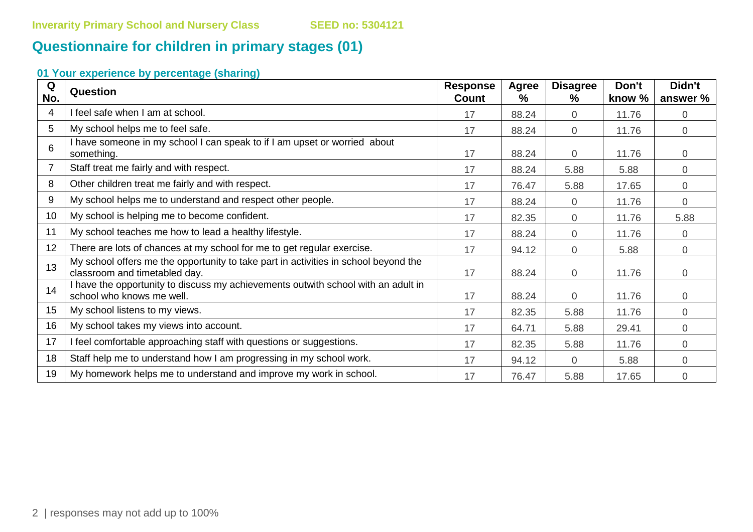Inverarity Primary School and Nursery Class SEED no: 5304121

# Questionnaire for children in primary stages (01)

### 01 Your experience by percentage (sharing)

| Q No. | Question | Response Count | Agree % | Disagree % | Don't know % | Didn't answer % |
|---|---|---|---|---|---|---|
| 4 | I feel safe when I am at school. | 17 | 88.24 | 0 | 11.76 | 0 |
| 5 | My school helps me to feel safe. | 17 | 88.24 | 0 | 11.76 | 0 |
| 6 | I have someone in my school I can speak to if I am upset or worried about something. | 17 | 88.24 | 0 | 11.76 | 0 |
| 7 | Staff treat me fairly and with respect. | 17 | 88.24 | 5.88 | 5.88 | 0 |
| 8 | Other children treat me fairly and with respect. | 17 | 76.47 | 5.88 | 17.65 | 0 |
| 9 | My school helps me to understand and respect other people. | 17 | 88.24 | 0 | 11.76 | 0 |
| 10 | My school is helping me to become confident. | 17 | 82.35 | 0 | 11.76 | 5.88 |
| 11 | My school teaches me how to lead a healthy lifestyle. | 17 | 88.24 | 0 | 11.76 | 0 |
| 12 | There are lots of chances at my school for me to get regular exercise. | 17 | 94.12 | 0 | 5.88 | 0 |
| 13 | My school offers me the opportunity to take part in activities in school beyond the classroom and timetabled day. | 17 | 88.24 | 0 | 11.76 | 0 |
| 14 | I have the opportunity to discuss my achievements outwith school with an adult in school who knows me well. | 17 | 88.24 | 0 | 11.76 | 0 |
| 15 | My school listens to my views. | 17 | 82.35 | 5.88 | 11.76 | 0 |
| 16 | My school takes my views into account. | 17 | 64.71 | 5.88 | 29.41 | 0 |
| 17 | I feel comfortable approaching staff with questions or suggestions. | 17 | 82.35 | 5.88 | 11.76 | 0 |
| 18 | Staff help me to understand how I am progressing in my school work. | 17 | 94.12 | 0 | 5.88 | 0 |
| 19 | My homework helps me to understand and improve my work in school. | 17 | 76.47 | 5.88 | 17.65 | 0 |

responses may not add up to 100%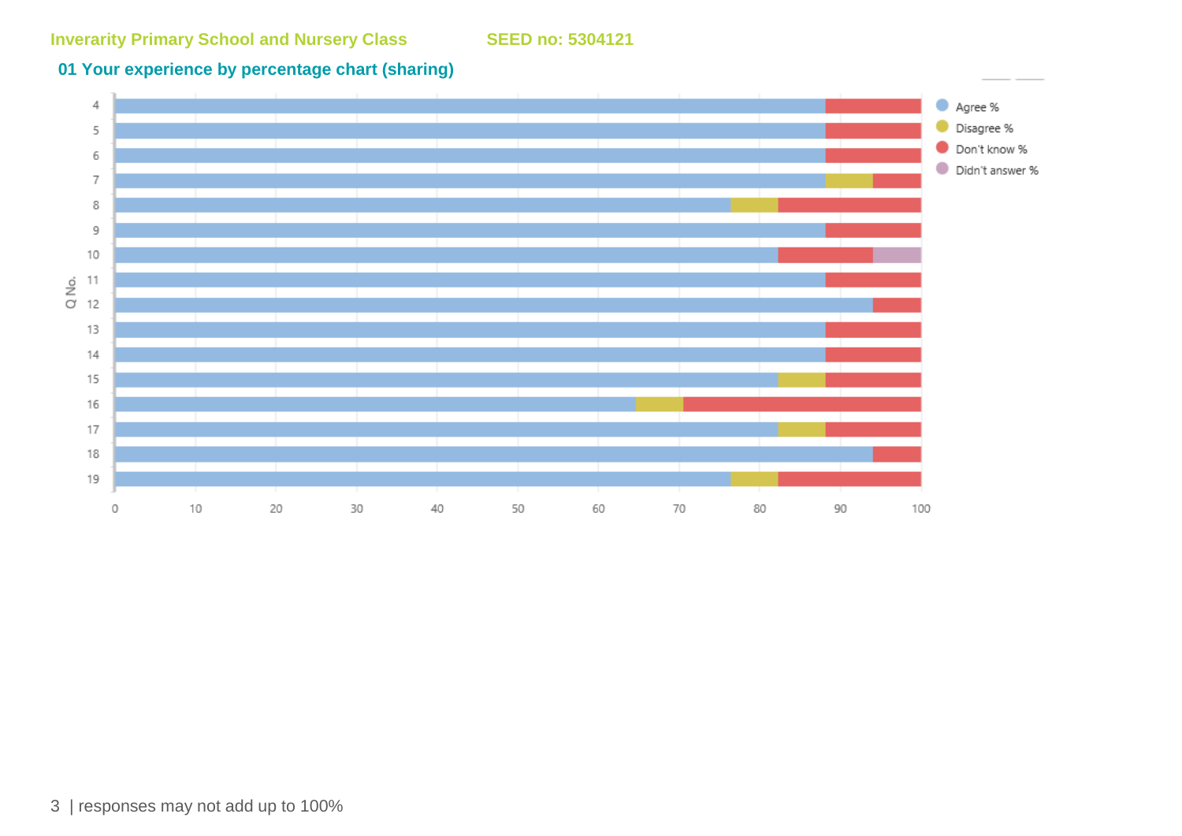Inverarity Primary School and Nursery Class SEED no: 5304121

## 01 Your experience by percentage chart (sharing)

Q No.

Agree %
Disagree %
Don't know %
Didn't answer %

responses may not add up to 100%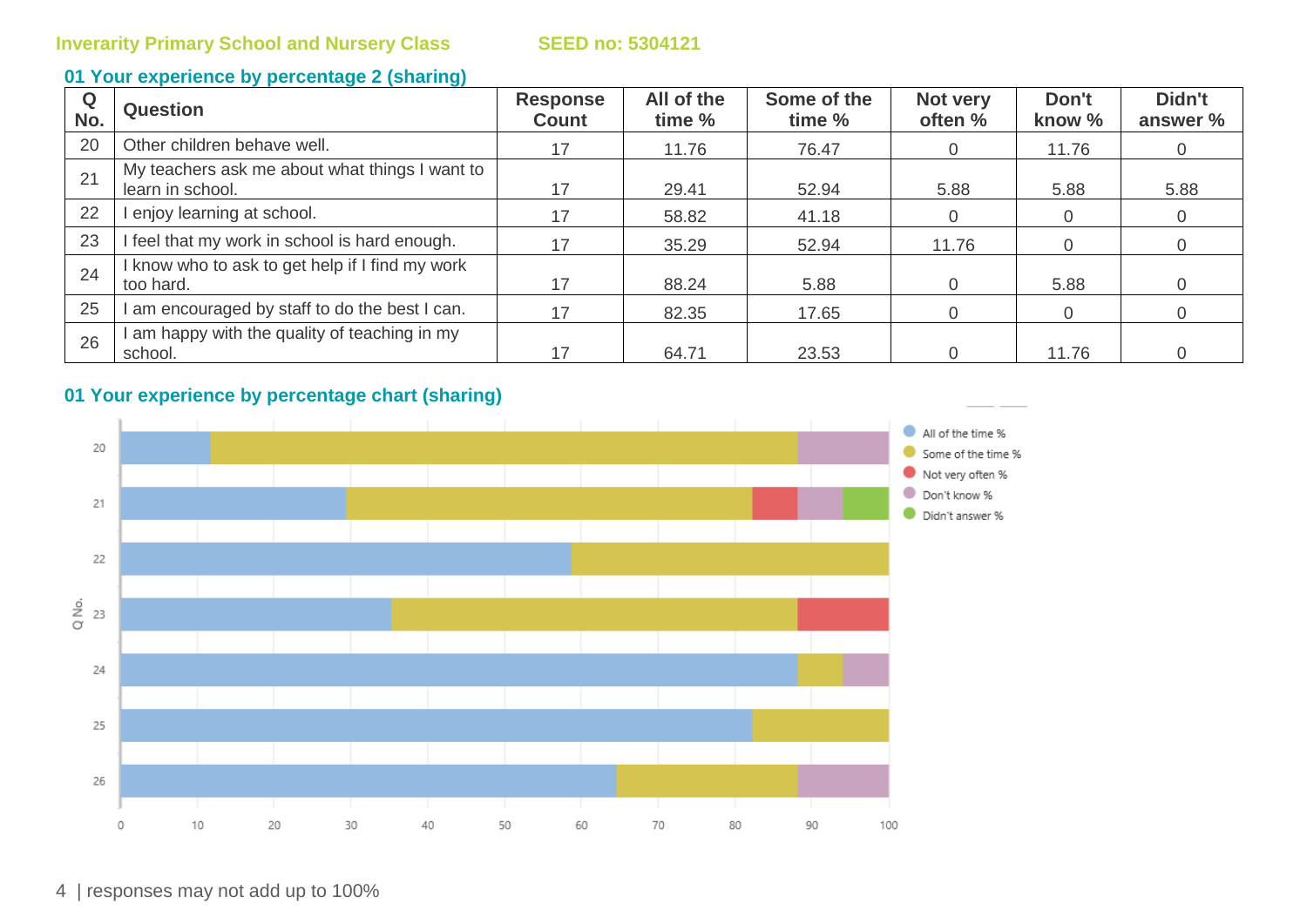Inverarity Primary School and Nursery Class SEED no: 5304121

## 01 Your experience by percentage 2 (sharing)

| Q No. | Question | Response Count | All of the time % | Some of the time % | Not very often % | Don't know % | Didn't answer % |
|---|---|---|---|---|---|---|---|
| 20 | Other children behave well. | 17 | 11.76 | 76.47 | 0 | 11.76 | 0 |
| 21 | My teachers ask me about what things I want to learn in school. | 17 | 29.41 | 52.94 | 5.88 | 5.88 | 5.88 |
| 22 | I enjoy learning at school. | 17 | 58.82 | 41.18 | 0 | 0 | 0 |
| 23 | I feel that my work in school is hard enough. | 17 | 35.29 | 52.94 | 11.76 | 0 | 0 |
| 24 | I know who to ask to get help if I find my work too hard. | 17 | 88.24 | 5.88 | 0 | 5.88 | 0 |
| 25 | I am encouraged by staff to do the best I can. | 17 | 82.35 | 17.65 | 0 | 0 | 0 |
| 26 | I am happy with the quality of teaching in my school. | 17 | 64.71 | 23.53 | 0 | 11.76 | 0 |

## 01 Your experience by percentage chart (sharing)

responses may not add up to 100%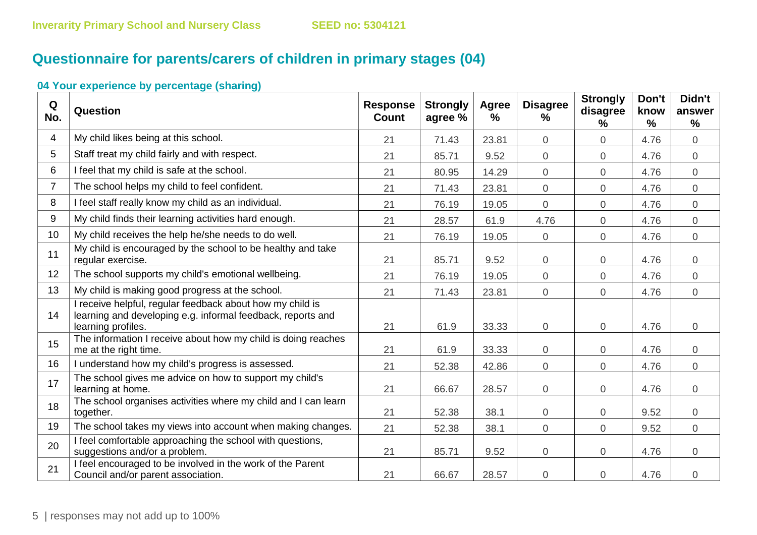Inverarity Primary School and Nursery Class SEED no: 5304121

# Questionnaire for parents/carers of children in primary stages (04)

### 04 Your experience by percentage (sharing)

| Q No. | Question | Response Count | Strongly agree % | Agree % | Disagree % | Strongly disagree % | Don't know % | Didn't answer % |
|---|---|---|---|---|---|---|---|---|
| 4 | My child likes being at this school. | 21 | 71.43 | 23.81 | 0 | 0 | 4.76 | 0 |
| 5 | Staff treat my child fairly and with respect. | 21 | 85.71 | 9.52 | 0 | 0 | 4.76 | 0 |
| 6 | I feel that my child is safe at the school. | 21 | 80.95 | 14.29 | 0 | 0 | 4.76 | 0 |
| 7 | The school helps my child to feel confident. | 21 | 71.43 | 23.81 | 0 | 0 | 4.76 | 0 |
| 8 | I feel staff really know my child as an individual. | 21 | 76.19 | 19.05 | 0 | 0 | 4.76 | 0 |
| 9 | My child finds their learning activities hard enough. | 21 | 28.57 | 61.9 | 4.76 | 0 | 4.76 | 0 |
| 10 | My child receives the help he/she needs to do well. | 21 | 76.19 | 19.05 | 0 | 0 | 4.76 | 0 |
| 11 | My child is encouraged by the school to be healthy and take regular exercise. | 21 | 85.71 | 9.52 | 0 | 0 | 4.76 | 0 |
| 12 | The school supports my child's emotional wellbeing. | 21 | 76.19 | 19.05 | 0 | 0 | 4.76 | 0 |
| 13 | My child is making good progress at the school. | 21 | 71.43 | 23.81 | 0 | 0 | 4.76 | 0 |
| 14 | I receive helpful, regular feedback about how my child is learning and developing e.g. informal feedback, reports and learning profiles. | 21 | 61.9 | 33.33 | 0 | 0 | 4.76 | 0 |
| 15 | The information I receive about how my child is doing reaches me at the right time. | 21 | 61.9 | 33.33 | 0 | 0 | 4.76 | 0 |
| 16 | I understand how my child's progress is assessed. | 21 | 52.38 | 42.86 | 0 | 0 | 4.76 | 0 |
| 17 | The school gives me advice on how to support my child's learning at home. | 21 | 66.67 | 28.57 | 0 | 0 | 4.76 | 0 |
| 18 | The school organises activities where my child and I can learn together. | 21 | 52.38 | 38.1 | 0 | 0 | 9.52 | 0 |
| 19 | The school takes my views into account when making changes. | 21 | 52.38 | 38.1 | 0 | 0 | 9.52 | 0 |
| 20 | I feel comfortable approaching the school with questions, suggestions and/or a problem. | 21 | 85.71 | 9.52 | 0 | 0 | 4.76 | 0 |
| 21 | I feel encouraged to be involved in the work of the Parent Council and/or parent association. | 21 | 66.67 | 28.57 | 0 | 0 | 4.76 | 0 |

responses may not add up to 100%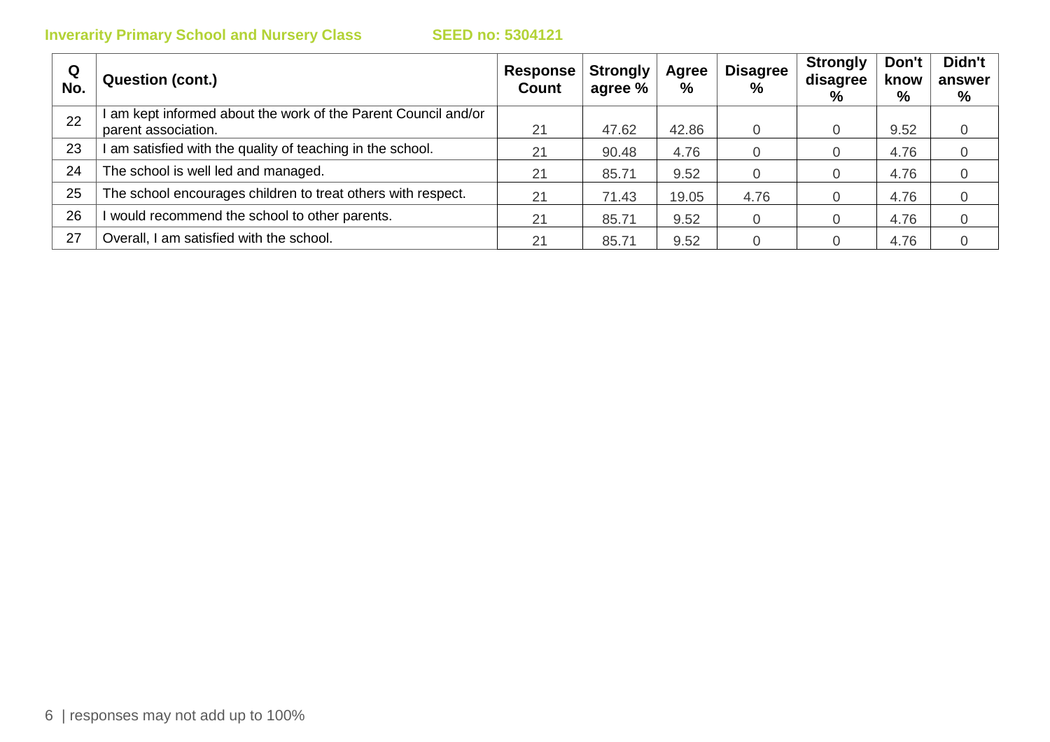**Inverarity Primary School and Nursery Class** **SEED no: 5304121**

| Q No. | Question (cont.) | Response Count | Strongly agree % | Agree % | Disagree % | Strongly disagree % | Don't know % | Didn't answer % |
|---|---|---|---|---|---|---|---|---|
| 22 | I am kept informed about the work of the Parent Council and/or parent association. | 21 | 47.62 | 42.86 | 0 | 0 | 9.52 | 0 |
| 23 | I am satisfied with the quality of teaching in the school. | 21 | 90.48 | 4.76 | 0 | 0 | 4.76 | 0 |
| 24 | The school is well led and managed. | 21 | 85.71 | 9.52 | 0 | 0 | 4.76 | 0 |
| 25 | The school encourages children to treat others with respect. | 21 | 71.43 | 19.05 | 4.76 | 0 | 4.76 | 0 |
| 26 | I would recommend the school to other parents. | 21 | 85.71 | 9.52 | 0 | 0 | 4.76 | 0 |
| 27 | Overall, I am satisfied with the school. | 21 | 85.71 | 9.52 | 0 | 0 | 4.76 | 0 |

| responses may not add up to 100%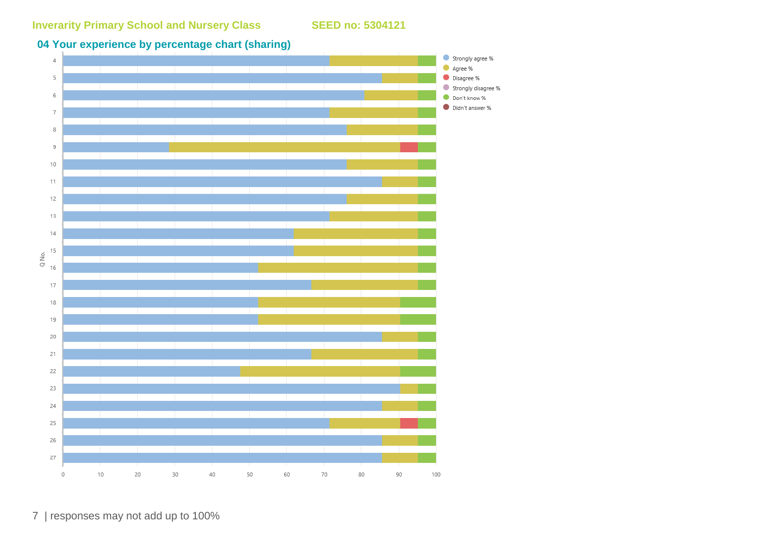Inverarity Primary School and Nursery Class SEED no: 5304121

## 04 Your experience by percentage chart (sharing)

Strongly agree %
Agree %
Disagree %
Strongly disagree %
Don't know %
Didn't answer %

Q No.

4
5
6
7
8
9
10
11
12
13
14
15
16
17
18
19
20
21
22
23
24
25
26
27

0 10 20 30 40 50 60 70 80 90 100

| responses may not add up to 100%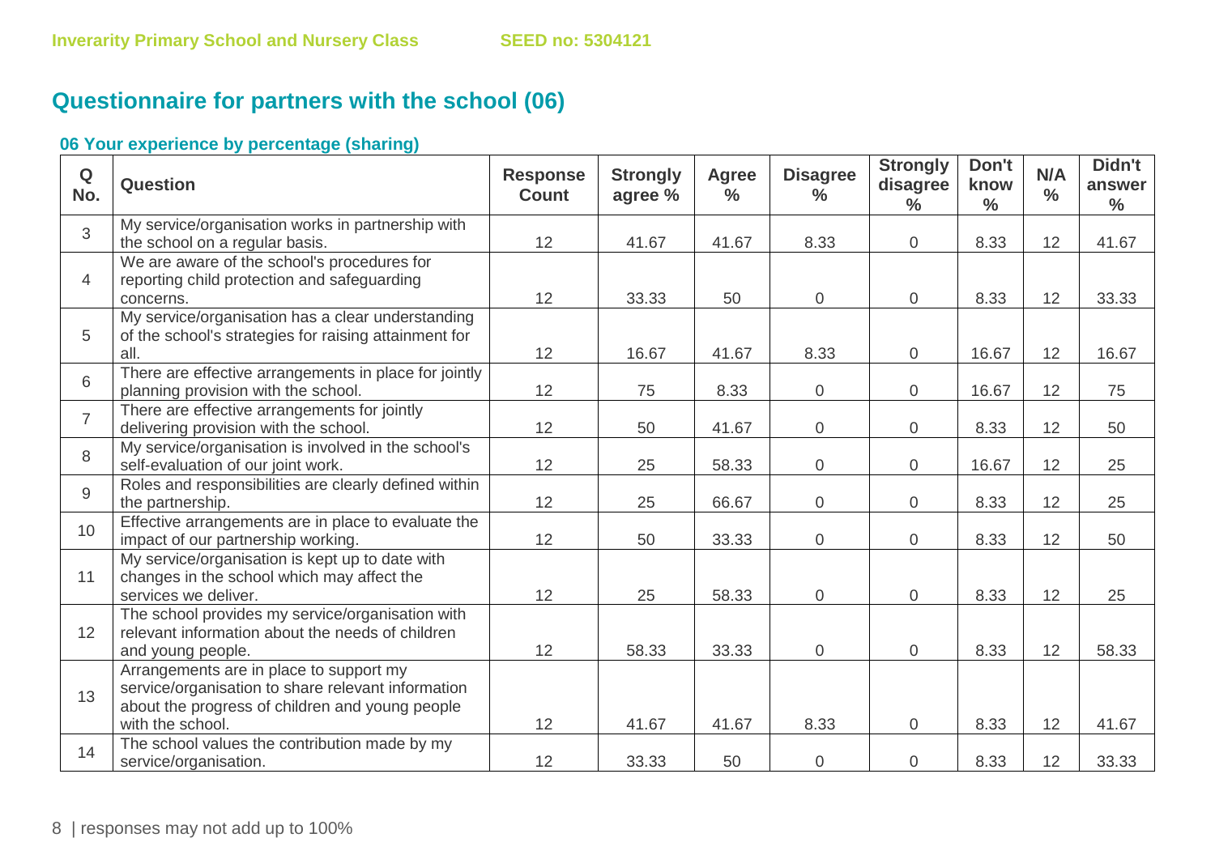# Questionnaire for partners with the school (06)

### 06 Your experience by percentage (sharing)

| Q No. | Question | Response Count | Strongly agree % | Agree % | Disagree % | Strongly disagree % | Don't know % | N/A % | Didn't answer % |
|---|---|---|---|---|---|---|---|---|---|
| 3 | My service/organisation works in partnership with the school on a regular basis. | 12 | 41.67 | 41.67 | 8.33 | 0 | 8.33 | 12 | 41.67 |
| 4 | We are aware of the school's procedures for reporting child protection and safeguarding concerns. | 12 | 33.33 | 50 | 0 | 0 | 8.33 | 12 | 33.33 |
| 5 | My service/organisation has a clear understanding of the school's strategies for raising attainment for all. | 12 | 16.67 | 41.67 | 8.33 | 0 | 16.67 | 12 | 16.67 |
| 6 | There are effective arrangements in place for jointly planning provision with the school. | 12 | 75 | 8.33 | 0 | 0 | 16.67 | 12 | 75 |
| 7 | There are effective arrangements for jointly delivering provision with the school. | 12 | 50 | 41.67 | 0 | 0 | 8.33 | 12 | 50 |
| 8 | My service/organisation is involved in the school's self-evaluation of our joint work. | 12 | 25 | 58.33 | 0 | 0 | 16.67 | 12 | 25 |
| 9 | Roles and responsibilities are clearly defined within the partnership. | 12 | 25 | 66.67 | 0 | 0 | 8.33 | 12 | 25 |
| 10 | Effective arrangements are in place to evaluate the impact of our partnership working. | 12 | 50 | 33.33 | 0 | 0 | 8.33 | 12 | 50 |
| 11 | My service/organisation is kept up to date with changes in the school which may affect the services we deliver. | 12 | 25 | 58.33 | 0 | 0 | 8.33 | 12 | 25 |
| 12 | The school provides my service/organisation with relevant information about the needs of children and young people. | 12 | 58.33 | 33.33 | 0 | 0 | 8.33 | 12 | 58.33 |
| 13 | Arrangements are in place to support my service/organisation to share relevant information about the progress of children and young people with the school. | 12 | 41.67 | 41.67 | 8.33 | 0 | 8.33 | 12 | 41.67 |
| 14 | The school values the contribution made by my service/organisation. | 12 | 33.33 | 50 | 0 | 0 | 8.33 | 12 | 33.33 |

responses may not add up to 100%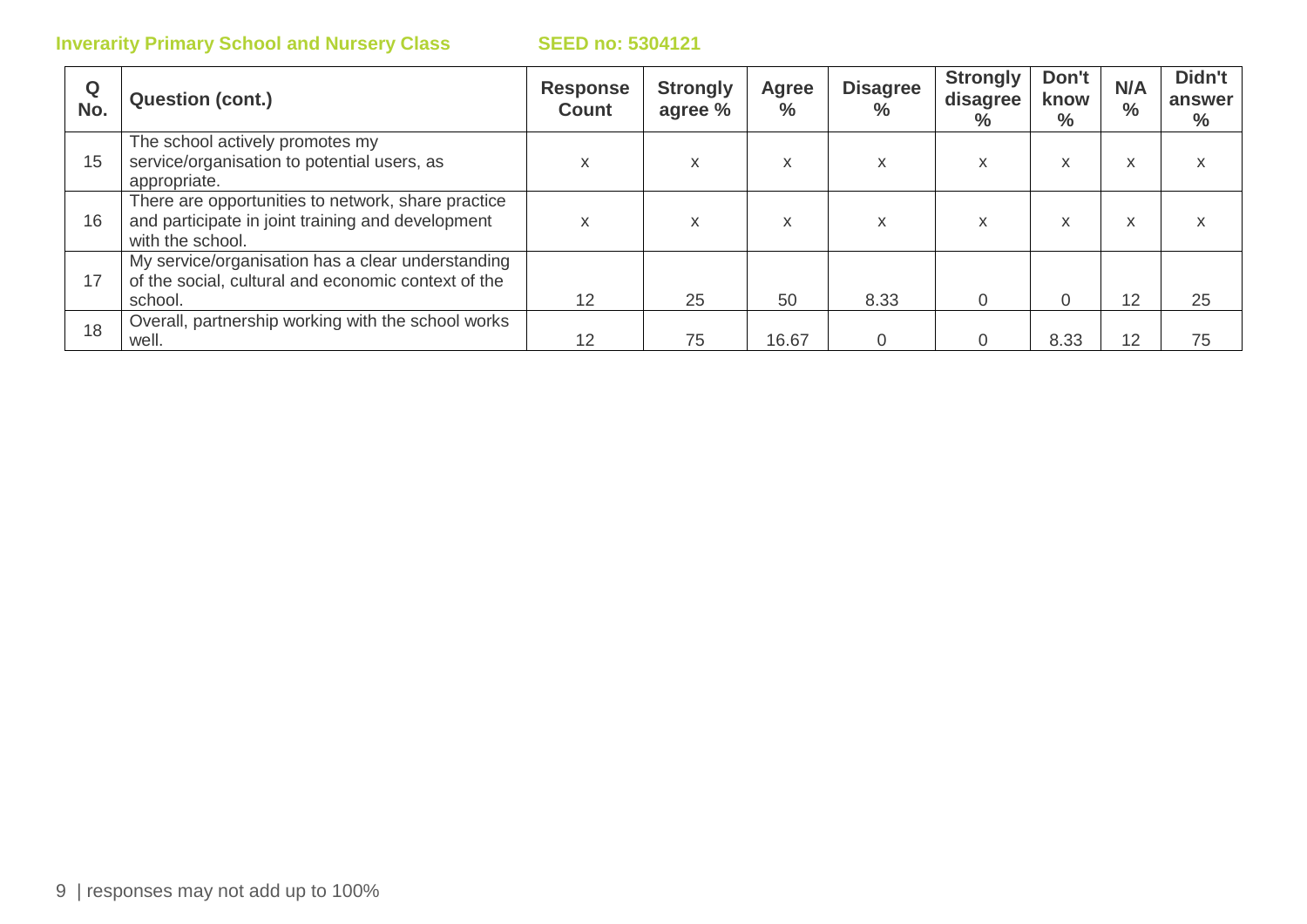**Inverarity Primary School and Nursery Class** **SEED no: 5304121**

| Q No. | Question (cont.) | Response Count | Strongly agree % | Agree % | Disagree % | Strongly disagree % | Don't know % | N/A % | Didn't answer % |
|---|---|---|---|---|---|---|---|---|---|
| 15 | The school actively promotes my service/organisation to potential users, as appropriate. | x | x | x | x | x | x | x | x |
| 16 | There are opportunities to network, share practice and participate in joint training and development with the school. | x | x | x | x | x | x | x | x |
| 17 | My service/organisation has a clear understanding of the social, cultural and economic context of the school. | 12 | 25 | 50 | 8.33 | 0 | 0 | 12 | 25 |
| 18 | Overall, partnership working with the school works well. | 12 | 75 | 16.67 | 0 | 0 | 8.33 | 12 | 75 |

responses may not add up to 100%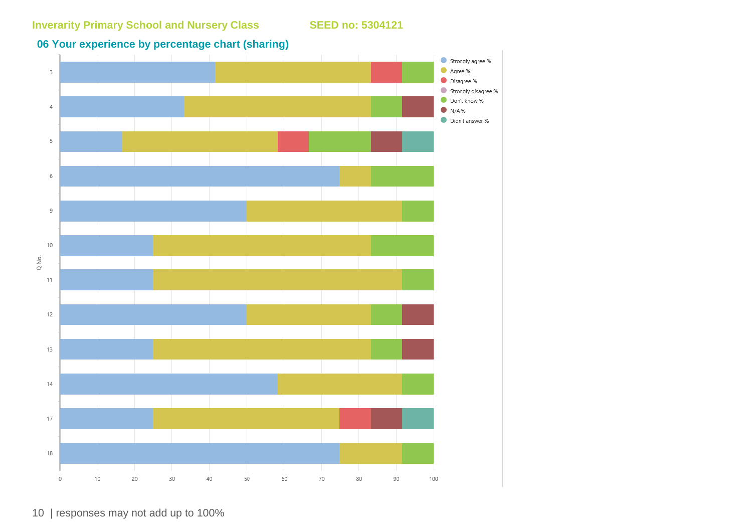Inverarity Primary School and Nursery Class SEED no: 5304121

## 06 Your experience by percentage chart (sharing)

Strongly agree %
Agree %
Disagree %
Strongly disagree %
Don't know %
N/A %
Didn't answer %

Q No.

3
4
5
6
9
10
11
12
13
14
17
18

0 10 20 30 40 50 60 70 80 90 100

| responses may not add up to 100%